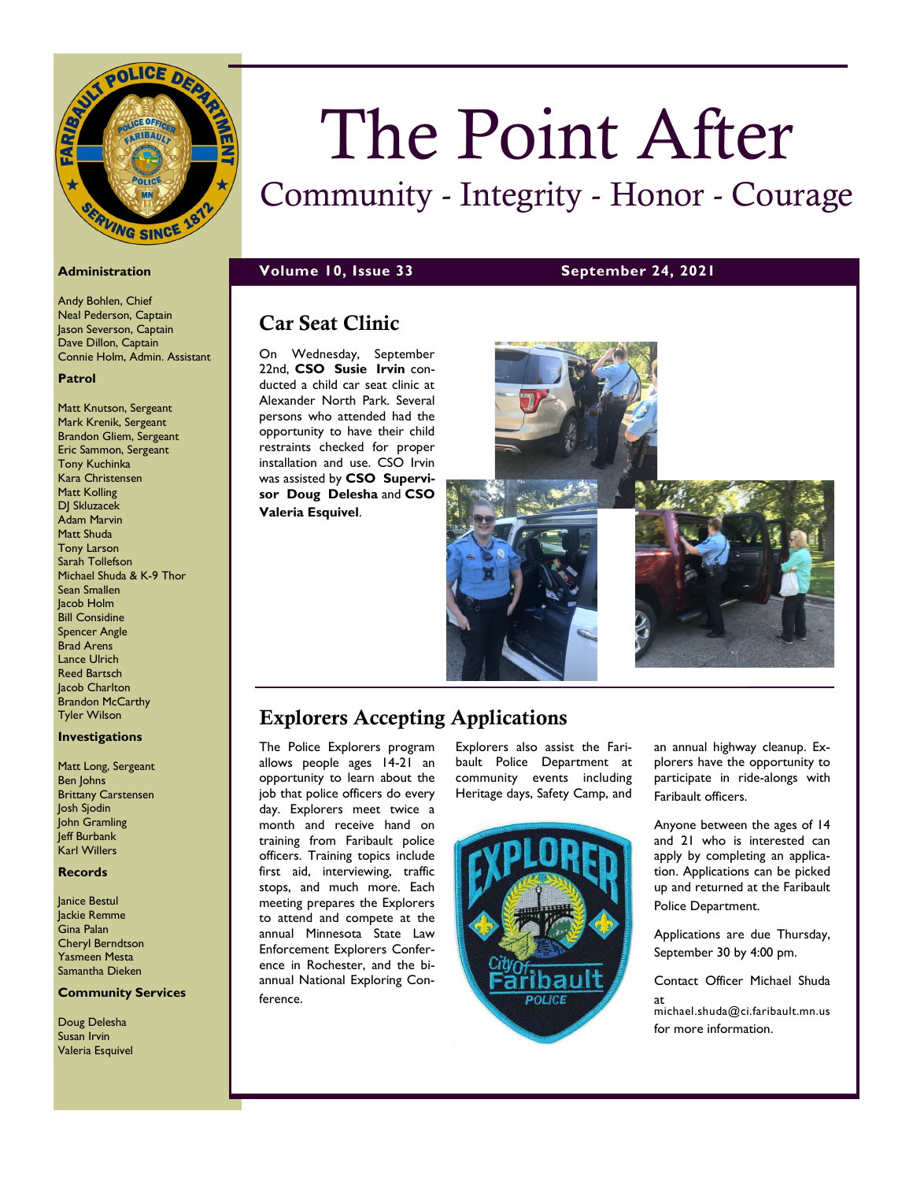# The Point After

## Community - Integrity - Honor - Courage

**Volume 10, Issue 33** **September 24, 2021**

### Administration

Andy Bohlen, Chief
Neal Pederson, Captain
Jason Severson, Captain
Dave Dillon, Captain
Connie Holm, Admin. Assistant

### Patrol

Matt Knutson, Sergeant
Mark Krenik, Sergeant
Brandon Gliem, Sergeant
Eric Sammon, Sergeant
Tony Kuchinka
Kara Christensen
Matt Kolling
DJ Skluzacek
Adam Marvin
Matt Shuda
Tony Larson
Sarah Tollefson
Michael Shuda & K-9 Thor
Sean Smallen
Jacob Holm
Bill Considine
Spencer Angle
Brad Arens
Lance Ulrich
Reed Bartsch
Jacob Charlton
Brandon McCarthy
Tyler Wilson

### Investigations

Matt Long, Sergeant
Ben Johns
Brittany Carstensen
Josh Sjodin
John Gramling
Jeff Burbank
Karl Willers

### Records

Janice Bestul
Jackie Remme
Gina Palan
Cheryl Berndtson
Yasmeen Mesta
Samantha Dieken

### Community Services

Doug Delesha
Susan Irvin
Valeria Esquivel

## Car Seat Clinic

On Wednesday, September 22nd, **CSO Susie Irvin** conducted a child car seat clinic at Alexander North Park. Several persons who attended had the opportunity to have their child restraints checked for proper installation and use. CSO Irvin was assisted by **CSO Supervisor Doug Delesha** and **CSO Valeria Esquivel**.

## Explorers Accepting Applications

The Police Explorers program allows people ages 14-21 an opportunity to learn about the job that police officers do every day. Explorers meet twice a month and receive hand on training from Faribault police officers. Training topics include first aid, interviewing, traffic stops, and much more. Each meeting prepares the Explorers to attend and compete at the annual Minnesota State Law Enforcement Explorers Conference in Rochester, and the bi-annual National Exploring Conference.

Explorers also assist the Faribault Police Department at community events including Heritage days, Safety Camp, and an annual highway cleanup. Explorers have the opportunity to participate in ride-alongs with Faribault officers.

Anyone between the ages of 14 and 21 who is interested can apply by completing an application. Applications can be picked up and returned at the Faribault Police Department.

Applications are due Thursday, September 30 by 4:00 pm.

Contact Officer Michael Shuda at michael.shuda@ci.faribault.mn.us for more information.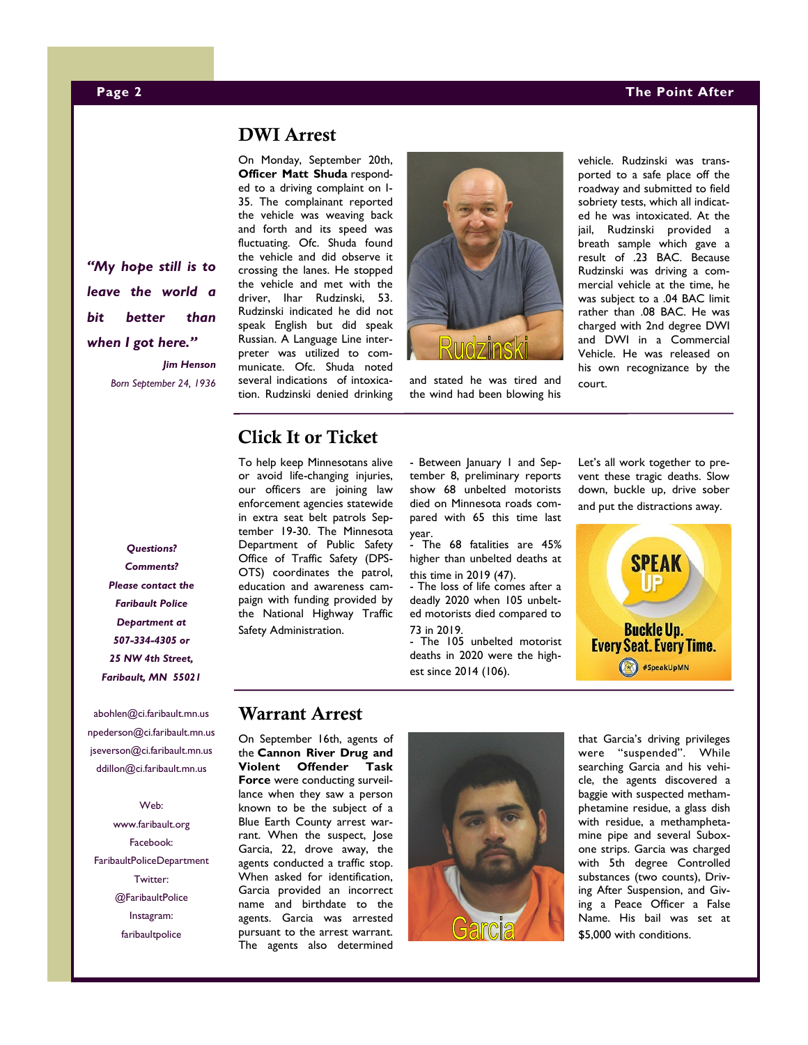## DWI Arrest

On Monday, September 20th, **Officer Matt Shuda** responded to a driving complaint on I-35. The complainant reported the vehicle was weaving back and forth and its speed was fluctuating. Ofc. Shuda found the vehicle and did observe it crossing the lanes. He stopped the vehicle and met with the driver, Ihar Rudzinski, 53. Rudzinski indicated he did not speak English but did speak Russian. A Language Line interpreter was utilized to communicate. Ofc. Shuda noted several indications of intoxication. Rudzinski denied drinking and stated he was tired and the wind had been blowing his vehicle. Rudzinski was transported to a safe place off the roadway and submitted to field sobriety tests, which all indicated he was intoxicated. At the jail, Rudzinski provided a breath sample which gave a result of .23 BAC. Because Rudzinski was driving a commercial vehicle at the time, he was subject to a .04 BAC limit rather than .08 BAC. He was charged with 2nd degree DWI and DWI in a Commercial Vehicle. He was released on his own recognizance by the court.

Rudzinski

*"My hope still is to leave the world a bit better than when I got here."*

*Jim Henson*

*Born September 24, 1936*

## Click It or Ticket

To help keep Minnesotans alive or avoid life-changing injuries, our officers are joining law enforcement agencies statewide in extra seat belt patrols September 19-30. The Minnesota Department of Public Safety Office of Traffic Safety (DPS-OTS) coordinates the patrol, education and awareness campaign with funding provided by the National Highway Traffic Safety Administration.

- Between January 1 and September 8, preliminary reports show 68 unbelted motorists died on Minnesota roads compared with 65 this time last year.
- The 68 fatalities are 45% higher than unbelted deaths at this time in 2019 (47).
- The loss of life comes after a deadly 2020 when 105 unbelted motorists died compared to 73 in 2019.
- The 105 unbelted motorist deaths in 2020 were the highest since 2014 (106).

Let's all work together to prevent these tragic deaths. Slow down, buckle up, drive sober and put the distractions away.

SPEAK UP

Buckle Up. Every Seat. Every Time.

#SpeakUpMN

***Questions? Comments? Please contact the Faribault Police Department at 507-334-4305 or 25 NW 4th Street, Faribault, MN 55021***

abohlen@ci.faribault.mn.us
npederson@ci.faribault.mn.us
jseverson@ci.faribault.mn.us
ddillon@ci.faribault.mn.us

Web:
www.faribault.org
Facebook:
FaribaultPoliceDepartment
Twitter:
@FaribaultPolice
Instagram:
faribaultpolice

## Warrant Arrest

On September 16th, agents of the **Cannon River Drug and Violent Offender Task Force** were conducting surveillance when they saw a person known to be the subject of a Blue Earth County arrest warrant. When the suspect, Jose Garcia, 22, drove away, the agents conducted a traffic stop. When asked for identification, Garcia provided an incorrect name and birthdate to the agents. Garcia was arrested pursuant to the arrest warrant. The agents also determined that Garcia's driving privileges were "suspended". While searching Garcia and his vehicle, the agents discovered a baggie with suspected methamphetamine residue, a glass dish with residue, a methamphetamine pipe and several Suboxone strips. Garcia was charged with 5th degree Controlled substances (two counts), Driving After Suspension, and Giving a Peace Officer a False Name. His bail was set at $5,000 with conditions.

Garcia